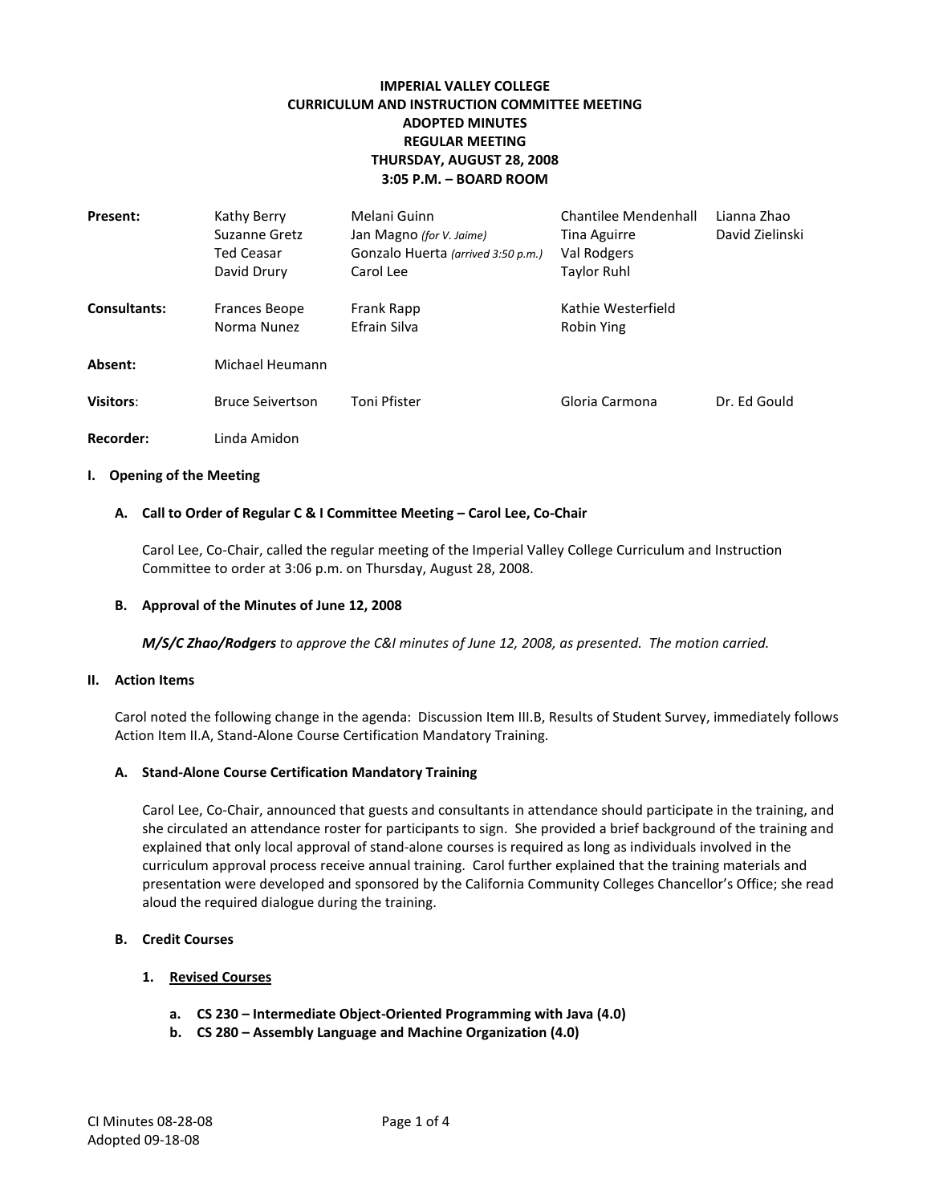**IMPERIAL VALLEY COLLEGE**
**CURRICULUM AND INSTRUCTION COMMITTEE MEETING**
**ADOPTED MINUTES**
**REGULAR MEETING**
**THURSDAY, AUGUST 28, 2008**
**3:05 P.M. – BOARD ROOM**

| | | | | |
|---|---|---|---|---|
| **Present:** | Kathy Berry | Melani Guinn | Chantilee Mendenhall | Lianna Zhao |
| | Suzanne Gretz | Jan Magno *(for V. Jaime)* | Tina Aguirre | David Zielinski |
| | Ted Ceasar | Gonzalo Huerta *(arrived 3:50 p.m.)* | Val Rodgers | |
| | David Drury | Carol Lee | Taylor Ruhl | |
| **Consultants:** | Frances Beope | Frank Rapp | Kathie Westerfield | |
| | Norma Nunez | Efrain Silva | Robin Ying | |
| **Absent:** | Michael Heumann | | | |
| **Visitors**: | Bruce Seivertson | Toni Pfister | Gloria Carmona | Dr. Ed Gould |
| **Recorder:** | Linda Amidon | | | |

## I. Opening of the Meeting

### A. Call to Order of Regular C & I Committee Meeting – Carol Lee, Co-Chair

Carol Lee, Co-Chair, called the regular meeting of the Imperial Valley College Curriculum and Instruction Committee to order at 3:06 p.m. on Thursday, August 28, 2008.

### B. Approval of the Minutes of June 12, 2008

***M/S/C Zhao/Rodgers*** *to approve the C&I minutes of June 12, 2008, as presented. The motion carried.*

## II. Action Items

Carol noted the following change in the agenda: Discussion Item III.B, Results of Student Survey, immediately follows Action Item II.A, Stand-Alone Course Certification Mandatory Training.

### A. Stand-Alone Course Certification Mandatory Training

Carol Lee, Co-Chair, announced that guests and consultants in attendance should participate in the training, and she circulated an attendance roster for participants to sign. She provided a brief background of the training and explained that only local approval of stand-alone courses is required as long as individuals involved in the curriculum approval process receive annual training. Carol further explained that the training materials and presentation were developed and sponsored by the California Community Colleges Chancellor's Office; she read aloud the required dialogue during the training.

### B. Credit Courses

#### 1. Revised Courses

**a. CS 230 – Intermediate Object-Oriented Programming with Java (4.0)**
**b. CS 280 – Assembly Language and Machine Organization (4.0)**

CI Minutes 08-28-08
Adopted 09-18-08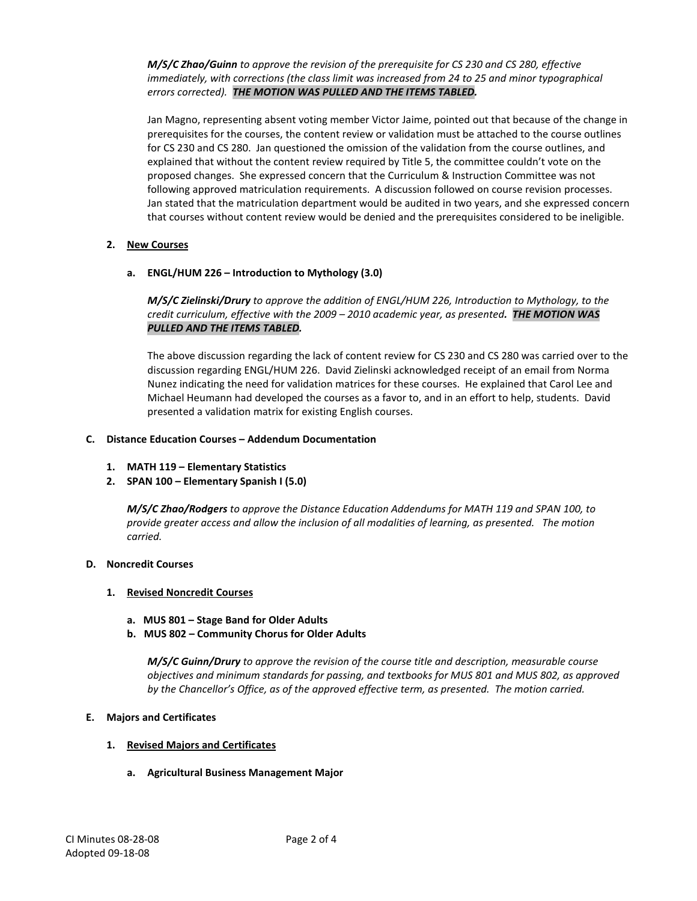***M/S/C Zhao/Guinn*** *to approve the revision of the prerequisite for CS 230 and CS 280, effective immediately, with corrections (the class limit was increased from 24 to 25 and minor typographical errors corrected).* ***THE MOTION WAS PULLED AND THE ITEMS TABLED.***

Jan Magno, representing absent voting member Victor Jaime, pointed out that because of the change in prerequisites for the courses, the content review or validation must be attached to the course outlines for CS 230 and CS 280. Jan questioned the omission of the validation from the course outlines, and explained that without the content review required by Title 5, the committee couldn't vote on the proposed changes. She expressed concern that the Curriculum & Instruction Committee was not following approved matriculation requirements. A discussion followed on course revision processes. Jan stated that the matriculation department would be audited in two years, and she expressed concern that courses without content review would be denied and the prerequisites considered to be ineligible.

**2. New Courses**

**a. ENGL/HUM 226 – Introduction to Mythology (3.0)**

***M/S/C Zielinski/Drury*** *to approve the addition of ENGL/HUM 226, Introduction to Mythology, to the credit curriculum, effective with the 2009 – 2010 academic year, as presented.* ***THE MOTION WAS PULLED AND THE ITEMS TABLED.***

The above discussion regarding the lack of content review for CS 230 and CS 280 was carried over to the discussion regarding ENGL/HUM 226. David Zielinski acknowledged receipt of an email from Norma Nunez indicating the need for validation matrices for these courses. He explained that Carol Lee and Michael Heumann had developed the courses as a favor to, and in an effort to help, students. David presented a validation matrix for existing English courses.

**C. Distance Education Courses – Addendum Documentation**

**1. MATH 119 – Elementary Statistics**
**2. SPAN 100 – Elementary Spanish I (5.0)**

***M/S/C Zhao/Rodgers*** *to approve the Distance Education Addendums for MATH 119 and SPAN 100, to provide greater access and allow the inclusion of all modalities of learning, as presented. The motion carried.*

**D. Noncredit Courses**

**1. Revised Noncredit Courses**

**a. MUS 801 – Stage Band for Older Adults**
**b. MUS 802 – Community Chorus for Older Adults**

***M/S/C Guinn/Drury*** *to approve the revision of the course title and description, measurable course objectives and minimum standards for passing, and textbooks for MUS 801 and MUS 802, as approved by the Chancellor's Office, as of the approved effective term, as presented. The motion carried.*

**E. Majors and Certificates**

**1. Revised Majors and Certificates**

**a. Agricultural Business Management Major**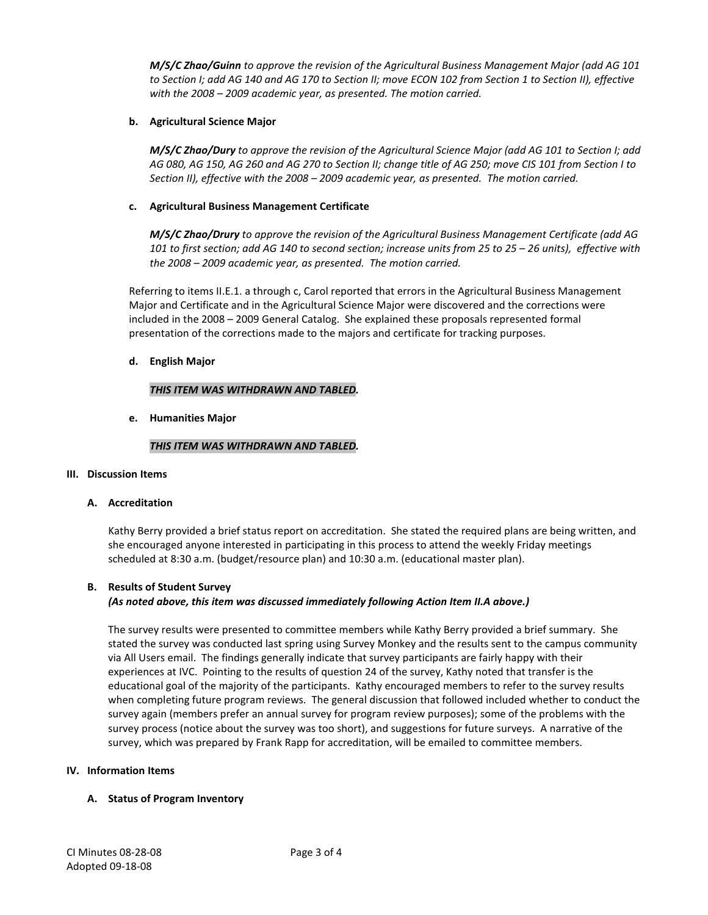***M/S/C Zhao/Guinn*** *to approve the revision of the Agricultural Business Management Major (add AG 101 to Section I; add AG 140 and AG 170 to Section II; move ECON 102 from Section 1 to Section II), effective with the 2008 – 2009 academic year, as presented. The motion carried.*

**b. Agricultural Science Major**

***M/S/C Zhao/Dury*** *to approve the revision of the Agricultural Science Major (add AG 101 to Section I; add AG 080, AG 150, AG 260 and AG 270 to Section II; change title of AG 250; move CIS 101 from Section I to Section II), effective with the 2008 – 2009 academic year, as presented. The motion carried.*

**c. Agricultural Business Management Certificate**

***M/S/C Zhao/Drury*** *to approve the revision of the Agricultural Business Management Certificate (add AG 101 to first section; add AG 140 to second section; increase units from 25 to 25 – 26 units), effective with the 2008 – 2009 academic year, as presented. The motion carried.*

Referring to items II.E.1. a through c, Carol reported that errors in the Agricultural Business Management Major and Certificate and in the Agricultural Science Major were discovered and the corrections were included in the 2008 – 2009 General Catalog. She explained these proposals represented formal presentation of the corrections made to the majors and certificate for tracking purposes.

**d. English Major**

***THIS ITEM WAS WITHDRAWN AND TABLED.***

**e. Humanities Major**

***THIS ITEM WAS WITHDRAWN AND TABLED.***

## III. Discussion Items

### A. Accreditation

Kathy Berry provided a brief status report on accreditation. She stated the required plans are being written, and she encouraged anyone interested in participating in this process to attend the weekly Friday meetings scheduled at 8:30 a.m. (budget/resource plan) and 10:30 a.m. (educational master plan).

### B. Results of Student Survey

***(As noted above, this item was discussed immediately following Action Item II.A above.)***

The survey results were presented to committee members while Kathy Berry provided a brief summary. She stated the survey was conducted last spring using Survey Monkey and the results sent to the campus community via All Users email. The findings generally indicate that survey participants are fairly happy with their experiences at IVC. Pointing to the results of question 24 of the survey, Kathy noted that transfer is the educational goal of the majority of the participants. Kathy encouraged members to refer to the survey results when completing future program reviews. The general discussion that followed included whether to conduct the survey again (members prefer an annual survey for program review purposes); some of the problems with the survey process (notice about the survey was too short), and suggestions for future surveys. A narrative of the survey, which was prepared by Frank Rapp for accreditation, will be emailed to committee members.

## IV. Information Items

### A. Status of Program Inventory

CI Minutes 08-28-08
Adopted 09-18-08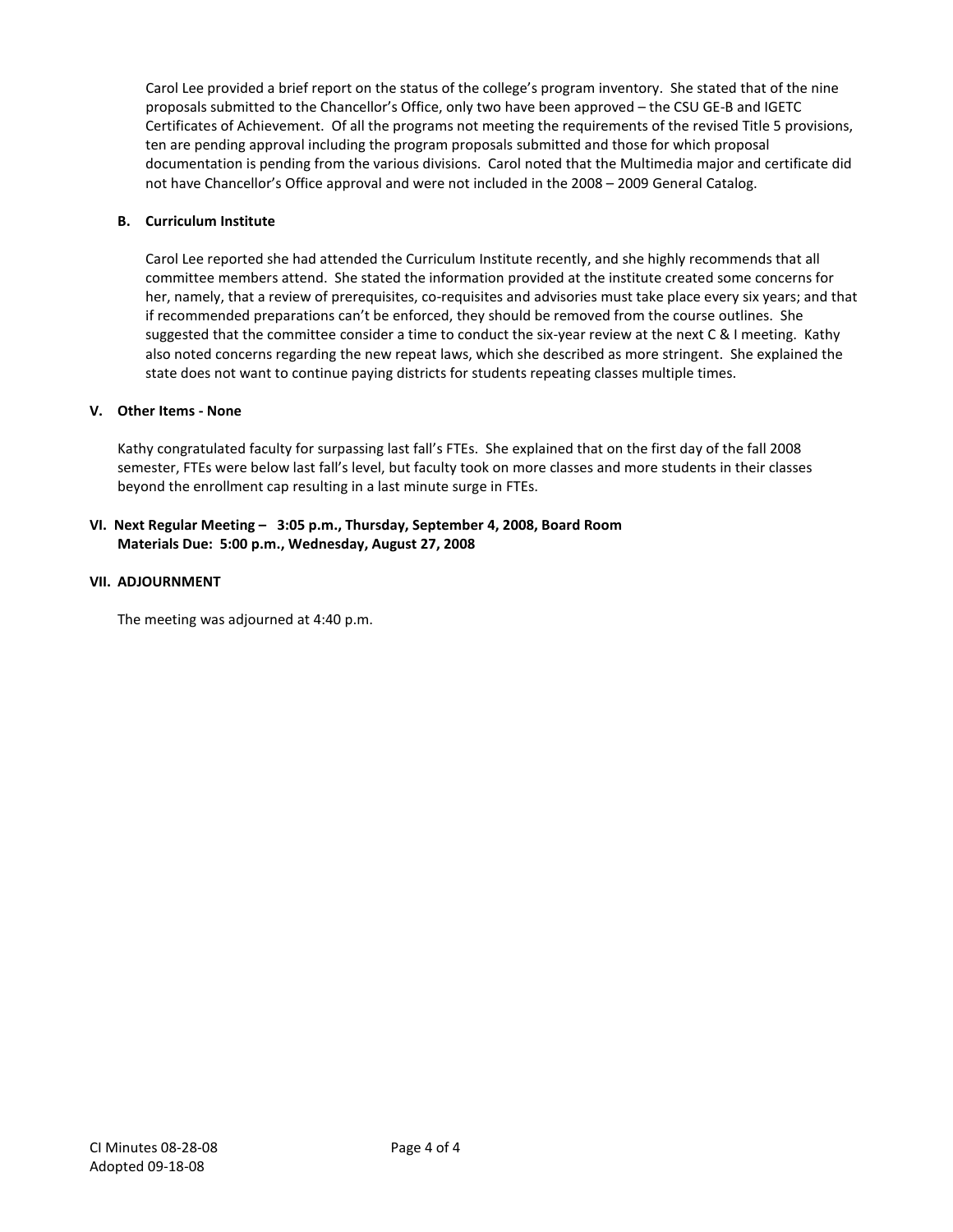Carol Lee provided a brief report on the status of the college's program inventory. She stated that of the nine proposals submitted to the Chancellor's Office, only two have been approved – the CSU GE-B and IGETC Certificates of Achievement. Of all the programs not meeting the requirements of the revised Title 5 provisions, ten are pending approval including the program proposals submitted and those for which proposal documentation is pending from the various divisions. Carol noted that the Multimedia major and certificate did not have Chancellor's Office approval and were not included in the 2008 – 2009 General Catalog.

**B. Curriculum Institute**

Carol Lee reported she had attended the Curriculum Institute recently, and she highly recommends that all committee members attend. She stated the information provided at the institute created some concerns for her, namely, that a review of prerequisites, co-requisites and advisories must take place every six years; and that if recommended preparations can't be enforced, they should be removed from the course outlines. She suggested that the committee consider a time to conduct the six-year review at the next C & I meeting. Kathy also noted concerns regarding the new repeat laws, which she described as more stringent. She explained the state does not want to continue paying districts for students repeating classes multiple times.

**V. Other Items - None**

Kathy congratulated faculty for surpassing last fall's FTEs. She explained that on the first day of the fall 2008 semester, FTEs were below last fall's level, but faculty took on more classes and more students in their classes beyond the enrollment cap resulting in a last minute surge in FTEs.

**VI. Next Regular Meeting – 3:05 p.m., Thursday, September 4, 2008, Board Room**
**Materials Due: 5:00 p.m., Wednesday, August 27, 2008**

**VII. ADJOURNMENT**

The meeting was adjourned at 4:40 p.m.

CI Minutes 08-28-08
Adopted 09-18-08